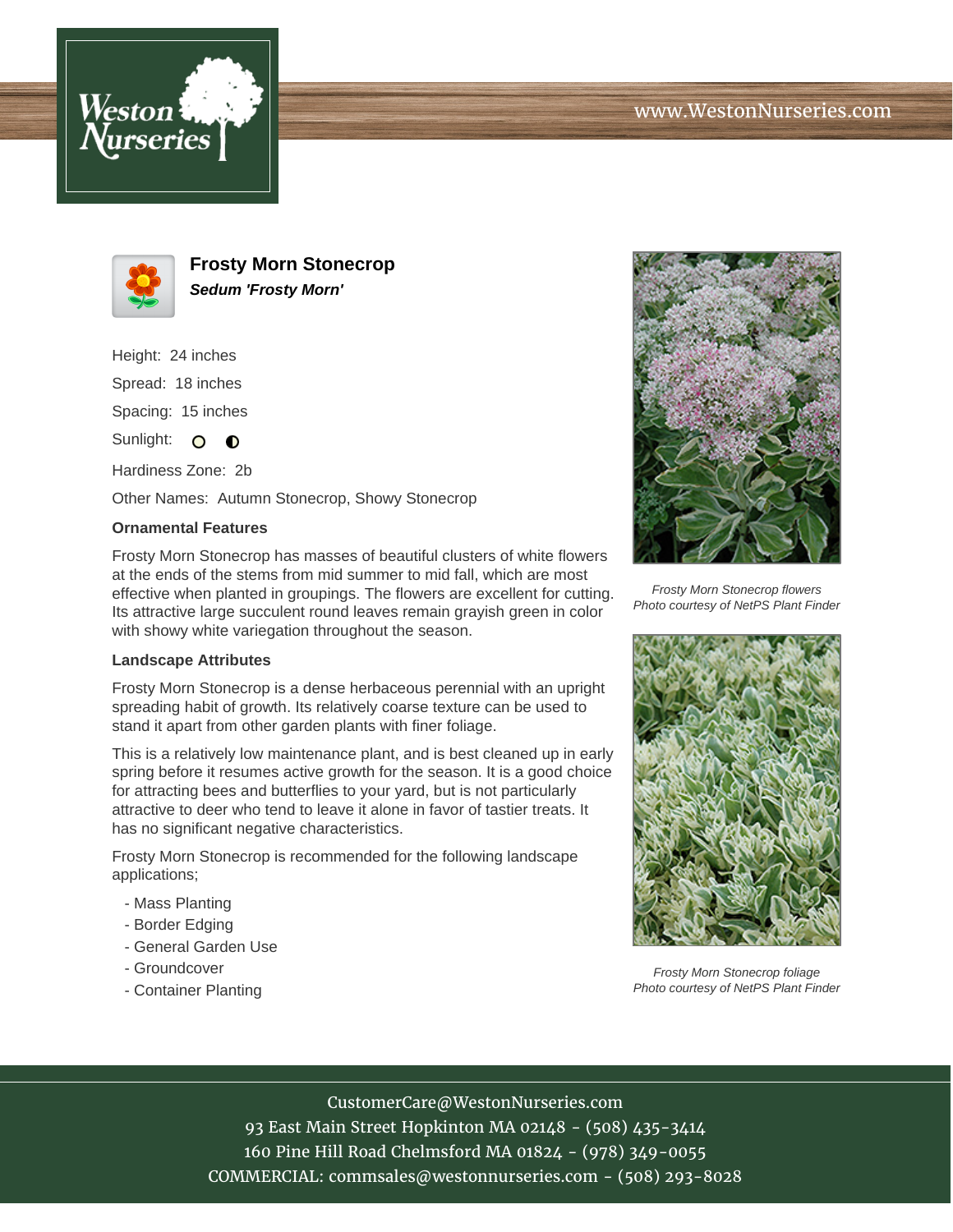# Frosty Morn Stonecrop

***Sedum 'Frosty Morn'***

Height: 24 inches

Spread: 18 inches

Spacing: 15 inches

Sunlight: ○ ◐

Hardiness Zone: 2b

Other Names: Autumn Stonecrop, Showy Stonecrop

**Ornamental Features**

Frosty Morn Stonecrop has masses of beautiful clusters of white flowers at the ends of the stems from mid summer to mid fall, which are most effective when planted in groupings. The flowers are excellent for cutting. Its attractive large succulent round leaves remain grayish green in color with showy white variegation throughout the season.

**Landscape Attributes**

Frosty Morn Stonecrop is a dense herbaceous perennial with an upright spreading habit of growth. Its relatively coarse texture can be used to stand it apart from other garden plants with finer foliage.

This is a relatively low maintenance plant, and is best cleaned up in early spring before it resumes active growth for the season. It is a good choice for attracting bees and butterflies to your yard, but is not particularly attractive to deer who tend to leave it alone in favor of tastier treats. It has no significant negative characteristics.

Frosty Morn Stonecrop is recommended for the following landscape applications;

- Mass Planting
- Border Edging
- General Garden Use
- Groundcover
- Container Planting

*Frosty Morn Stonecrop flowers*
*Photo courtesy of NetPS Plant Finder*

*Frosty Morn Stonecrop foliage*
*Photo courtesy of NetPS Plant Finder*

CustomerCare@WestonNurseries.com
93 East Main Street Hopkinton MA 02148 - (508) 435-3414
160 Pine Hill Road Chelmsford MA 01824 - (978) 349-0055
COMMERCIAL: commsales@westonnurseries.com - (508) 293-8028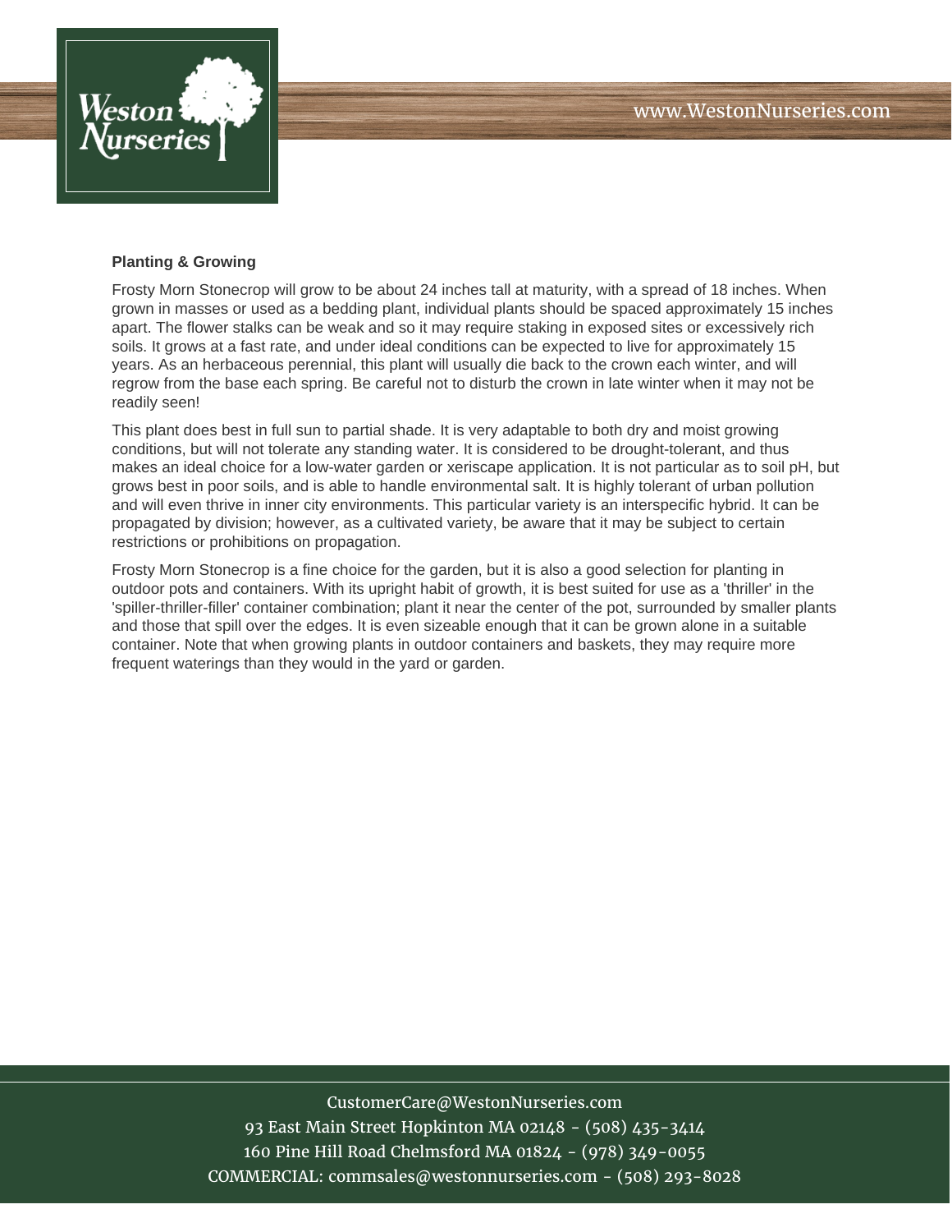**Planting & Growing**

Frosty Morn Stonecrop will grow to be about 24 inches tall at maturity, with a spread of 18 inches. When grown in masses or used as a bedding plant, individual plants should be spaced approximately 15 inches apart. The flower stalks can be weak and so it may require staking in exposed sites or excessively rich soils. It grows at a fast rate, and under ideal conditions can be expected to live for approximately 15 years. As an herbaceous perennial, this plant will usually die back to the crown each winter, and will regrow from the base each spring. Be careful not to disturb the crown in late winter when it may not be readily seen!

This plant does best in full sun to partial shade. It is very adaptable to both dry and moist growing conditions, but will not tolerate any standing water. It is considered to be drought-tolerant, and thus makes an ideal choice for a low-water garden or xeriscape application. It is not particular as to soil pH, but grows best in poor soils, and is able to handle environmental salt. It is highly tolerant of urban pollution and will even thrive in inner city environments. This particular variety is an interspecific hybrid. It can be propagated by division; however, as a cultivated variety, be aware that it may be subject to certain restrictions or prohibitions on propagation.

Frosty Morn Stonecrop is a fine choice for the garden, but it is also a good selection for planting in outdoor pots and containers. With its upright habit of growth, it is best suited for use as a 'thriller' in the 'spiller-thriller-filler' container combination; plant it near the center of the pot, surrounded by smaller plants and those that spill over the edges. It is even sizeable enough that it can be grown alone in a suitable container. Note that when growing plants in outdoor containers and baskets, they may require more frequent waterings than they would in the yard or garden.